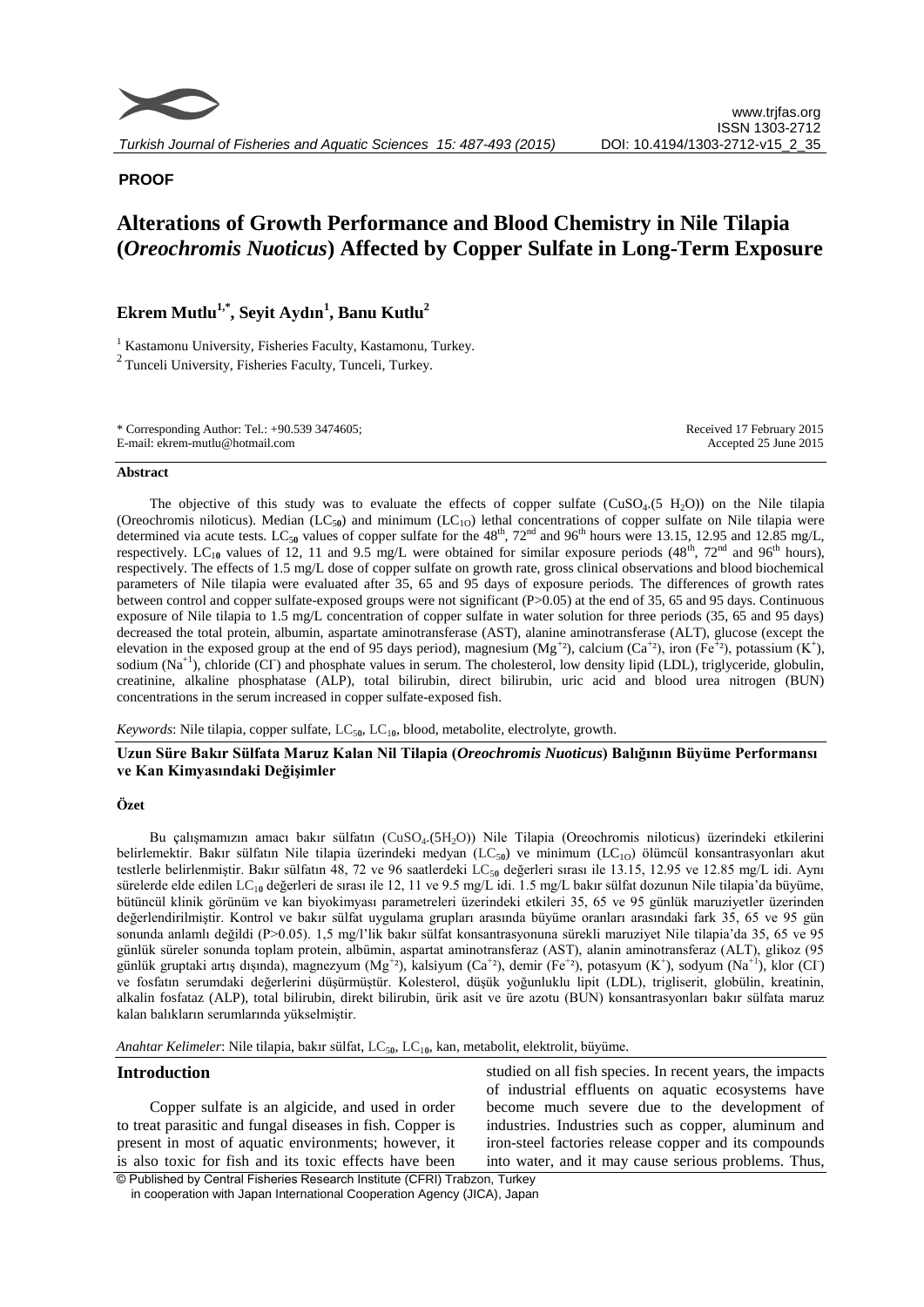**PROOF**

# Alterations of Growth Performance and Blood Chemistry in Nile Tilapia (*Oreochromis Nuoticus*) Affected by Copper Sulfate in Long-Term Exposure

## Ekrem Mutlu[1,*], Seyit Aydın[1], Banu Kutlu[2]

[1] Kastamonu University, Fisheries Faculty, Kastamonu, Turkey.

[2] Tunceli University, Fisheries Faculty, Tunceli, Turkey.

\* Corresponding Author: Tel.: +90.539 3474605; E-mail: ekrem-mutlu@hotmail.com

Received 17 February 2015
Accepted 25 June 2015

### Abstract

The objective of this study was to evaluate the effects of copper sulfate ($CuSO_4$.(5 $H_2O$)) on the Nile tilapia (Oreochromis niloticus). Median ($LC_{50}$) and minimum ($LC_{1O}$) lethal concentrations of copper sulfate on Nile tilapia were determined via acute tests. $LC_{50}$ values of copper sulfate for the 48[th], 72[nd] and 96[th] hours were 13.15, 12.95 and 12.85 mg/L, respectively. $LC_{10}$ values of 12, 11 and 9.5 mg/L were obtained for similar exposure periods (48[th], 72[nd] and 96[th] hours), respectively. The effects of 1.5 mg/L dose of copper sulfate on growth rate, gross clinical observations and blood biochemical parameters of Nile tilapia were evaluated after 35, 65 and 95 days of exposure periods. The differences of growth rates between control and copper sulfate-exposed groups were not significant (P>0.05) at the end of 35, 65 and 95 days. Continuous exposure of Nile tilapia to 1.5 mg/L concentration of copper sulfate in water solution for three periods (35, 65 and 95 days) decreased the total protein, albumin, aspartate aminotransferase (AST), alanine aminotransferase (ALT), glucose (except the elevation in the exposed group at the end of 95 days period), magnesium ($Mg^{+2}$), calcium ($Ca^{+2}$), iron ($Fe^{+2}$), potassium ($K^+$), sodium ($Na^{+1}$), chloride ($Cl^-$) and phosphate values in serum. The cholesterol, low density lipid (LDL), triglyceride, globulin, creatinine, alkaline phosphatase (ALP), total bilirubin, direct bilirubin, uric acid and blood urea nitrogen (BUN) concentrations in the serum increased in copper sulfate-exposed fish.

*Keywords*: Nile tilapia, copper sulfate, $LC_{50}$, $LC_{10}$, blood, metabolite, electrolyte, growth.

### Uzun Süre Bakır Sülfata Maruz Kalan Nil Tilapia (*Oreochromis Nuoticus*) Balığının Büyüme Performansı ve Kan Kimyasındaki Değişimler

### Özet

Bu çalışmamızın amacı bakır sülfatın ($CuSO_4$.(5$H_2O$)) Nile Tilapia (Oreochromis niloticus) üzerindeki etkilerini belirlemektir. Bakır sülfatın Nile tilapia üzerindeki medyan ($LC_{50}$) ve minimum ($LC_{1O}$) ölümcül konsantrasyonları akut testlerle belirlenmiştir. Bakır sülfatın 48, 72 ve 96 saatlerdeki $LC_{50}$ değerleri sırası ile 13.15, 12.95 ve 12.85 mg/L idi. Aynı sürelerde elde edilen $LC_{10}$ değerleri de sırası ile 12, 11 ve 9.5 mg/L idi. 1.5 mg/L bakır sülfat dozunun Nile tilapia'da büyüme, bütüncül klinik görünüm ve kan biyokimyası parametreleri üzerindeki etkileri 35, 65 ve 95 günlük maruziyetler üzerinden değerlendirilmiştir. Kontrol ve bakır sülfat uygulama grupları arasında büyüme oranları arasındaki fark 35, 65 ve 95 gün sonunda anlamlı değildi (P>0.05). 1,5 mg/l'lik bakır sülfat konsantrasyonuna sürekli maruziyet Nile tilapia'da 35, 65 ve 95 günlük süreler sonunda toplam protein, albümin, aspartat aminotransferaz (AST), alanin aminotransferaz (ALT), glikoz (95 günlük gruptaki artış dışında), magnezyum ($Mg^{+2}$), kalsiyum ($Ca^{+2}$), demir ($Fe^{+2}$), potasyum ($K^+$), sodyum ($Na^{+1}$), klor ($Cl^-$) ve fosfatın serumdaki değerlerini düşürmüştür. Kolesterol, düşük yoğunluklu lipit (LDL), trigliserit, globülin, kreatinin, alkalin fosfataz (ALP), total bilirubin, direkt bilirubin, ürik asit ve üre azotu (BUN) konsantrasyonları bakır sülfata maruz kalan balıkların serumlarında yükselmiştir.

*Anahtar Kelimeler*: Nile tilapia, bakır sülfat, $LC_{50}$, $LC_{10}$, kan, metabolit, elektrolit, büyüme.

## Introduction

Copper sulfate is an algicide, and used in order to treat parasitic and fungal diseases in fish. Copper is present in most of aquatic environments; however, it is also toxic for fish and its toxic effects have been studied on all fish species. In recent years, the impacts of industrial effluents on aquatic ecosystems have become much severe due to the development of industries. Industries such as copper, aluminum and iron-steel factories release copper and its compounds into water, and it may cause serious problems. Thus,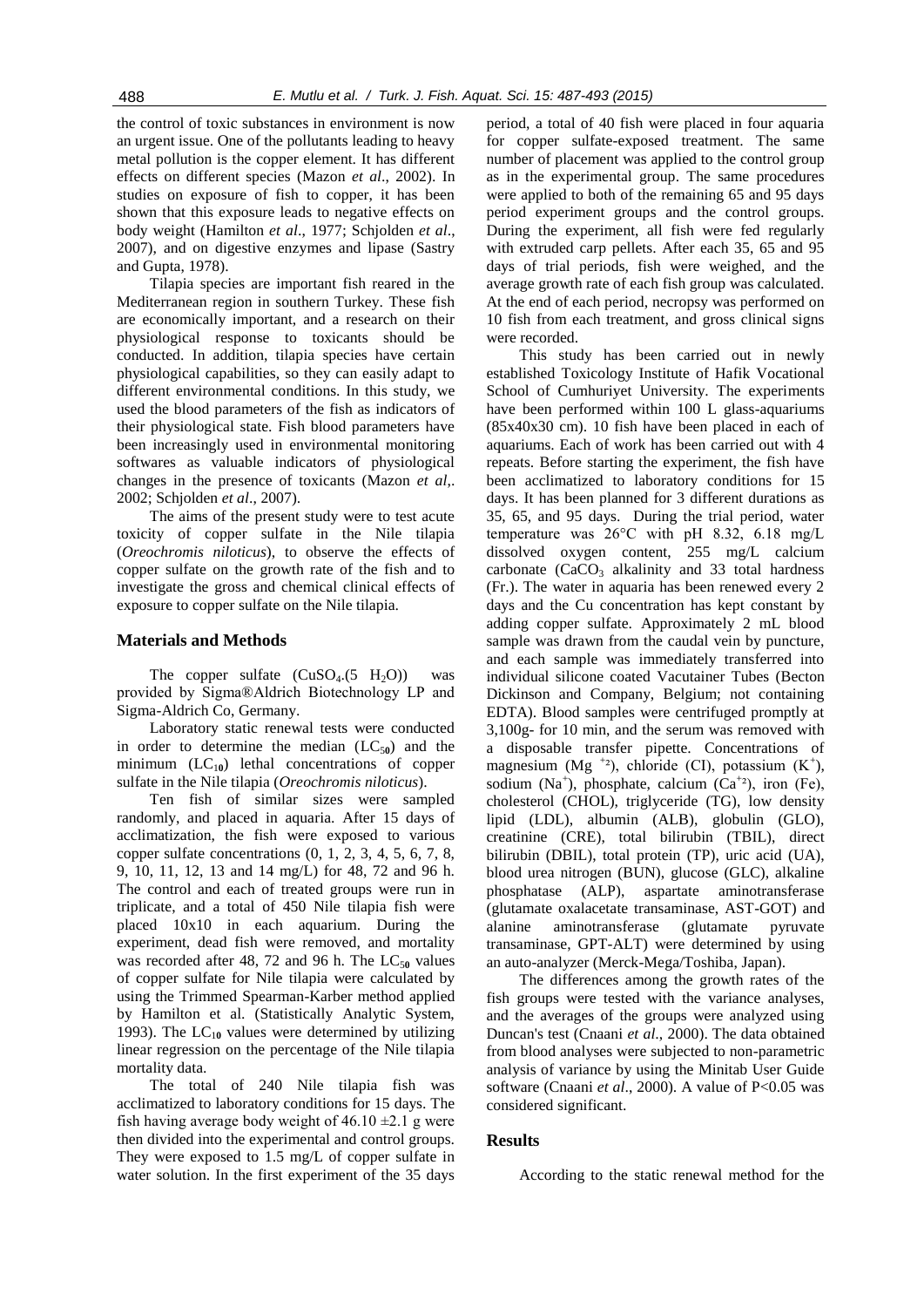the control of toxic substances in environment is now an urgent issue. One of the pollutants leading to heavy metal pollution is the copper element. It has different effects on different species (Mazon *et al*., 2002). In studies on exposure of fish to copper, it has been shown that this exposure leads to negative effects on body weight (Hamilton *et al*., 1977; Schjolden *et al*., 2007), and on digestive enzymes and lipase (Sastry and Gupta, 1978).

Tilapia species are important fish reared in the Mediterranean region in southern Turkey. These fish are economically important, and a research on their physiological response to toxicants should be conducted. In addition, tilapia species have certain physiological capabilities, so they can easily adapt to different environmental conditions. In this study, we used the blood parameters of the fish as indicators of their physiological state. Fish blood parameters have been increasingly used in environmental monitoring softwares as valuable indicators of physiological changes in the presence of toxicants (Mazon *et al*,. 2002; Schjolden *et al*., 2007).

The aims of the present study were to test acute toxicity of copper sulfate in the Nile tilapia (*Oreochromis niloticus*), to observe the effects of copper sulfate on the growth rate of the fish and to investigate the gross and chemical clinical effects of exposure to copper sulfate on the Nile tilapia.

## Materials and Methods

The copper sulfate ($CuSO_4.(5\ H_2O)$) was provided by Sigma®Aldrich Biotechnology LP and Sigma-Aldrich Co, Germany.

Laboratory static renewal tests were conducted in order to determine the median ($LC_{50}$) and the minimum ($LC_{10}$) lethal concentrations of copper sulfate in the Nile tilapia (*Oreochromis niloticus*).

Ten fish of similar sizes were sampled randomly, and placed in aquaria. After 15 days of acclimatization, the fish were exposed to various copper sulfate concentrations (0, 1, 2, 3, 4, 5, 6, 7, 8, 9, 10, 11, 12, 13 and 14 mg/L) for 48, 72 and 96 h. The control and each of treated groups were run in triplicate, and a total of 450 Nile tilapia fish were placed 10x10 in each aquarium. During the experiment, dead fish were removed, and mortality was recorded after 48, 72 and 96 h. The $LC_{50}$ values of copper sulfate for Nile tilapia were calculated by using the Trimmed Spearman-Karber method applied by Hamilton et al. (Statistically Analytic System, 1993). The $LC_{10}$ values were determined by utilizing linear regression on the percentage of the Nile tilapia mortality data.

The total of 240 Nile tilapia fish was acclimatized to laboratory conditions for 15 days. The fish having average body weight of 46.10 ±2.1 g were then divided into the experimental and control groups. They were exposed to 1.5 mg/L of copper sulfate in water solution. In the first experiment of the 35 days period, a total of 40 fish were placed in four aquaria for copper sulfate-exposed treatment. The same number of placement was applied to the control group as in the experimental group. The same procedures were applied to both of the remaining 65 and 95 days period experiment groups and the control groups. During the experiment, all fish were fed regularly with extruded carp pellets. After each 35, 65 and 95 days of trial periods, fish were weighed, and the average growth rate of each fish group was calculated. At the end of each period, necropsy was performed on 10 fish from each treatment, and gross clinical signs were recorded.

This study has been carried out in newly established Toxicology Institute of Hafik Vocational School of Cumhuriyet University. The experiments have been performed within 100 L glass-aquariums (85x40x30 cm). 10 fish have been placed in each of aquariums. Each of work has been carried out with 4 repeats. Before starting the experiment, the fish have been acclimatized to laboratory conditions for 15 days. It has been planned for 3 different durations as 35, 65, and 95 days. During the trial period, water temperature was 26°C with pH 8.32, 6.18 mg/L dissolved oxygen content, 255 mg/L calcium carbonate ($CaCO_3$ alkalinity and 33 total hardness (Fr.). The water in aquaria has been renewed every 2 days and the Cu concentration has kept constant by adding copper sulfate. Approximately 2 mL blood sample was drawn from the caudal vein by puncture, and each sample was immediately transferred into individual silicone coated Vacutainer Tubes (Becton Dickinson and Company, Belgium; not containing EDTA). Blood samples were centrifuged promptly at 3,100g- for 10 min, and the serum was removed with a disposable transfer pipette. Concentrations of magnesium ($Mg^{+2}$), chloride (CI), potassium ($K^+$), sodium ($Na^+$), phosphate, calcium ($Ca^{+2}$), iron (Fe), cholesterol (CHOL), triglyceride (TG), low density lipid (LDL), albumin (ALB), globulin (GLO), creatinine (CRE), total bilirubin (TBIL), direct bilirubin (DBIL), total protein (TP), uric acid (UA), blood urea nitrogen (BUN), glucose (GLC), alkaline phosphatase (ALP), aspartate aminotransferase (glutamate oxalacetate transaminase, AST-GOT) and alanine aminotransferase (glutamate pyruvate transaminase, GPT-ALT) were determined by using an auto-analyzer (Merck-Mega/Toshiba, Japan).

The differences among the growth rates of the fish groups were tested with the variance analyses, and the averages of the groups were analyzed using Duncan's test (Cnaani *et al*., 2000). The data obtained from blood analyses were subjected to non-parametric analysis of variance by using the Minitab User Guide software (Cnaani *et al*., 2000). A value of $P<0.05$ was considered significant.

## Results

According to the static renewal method for the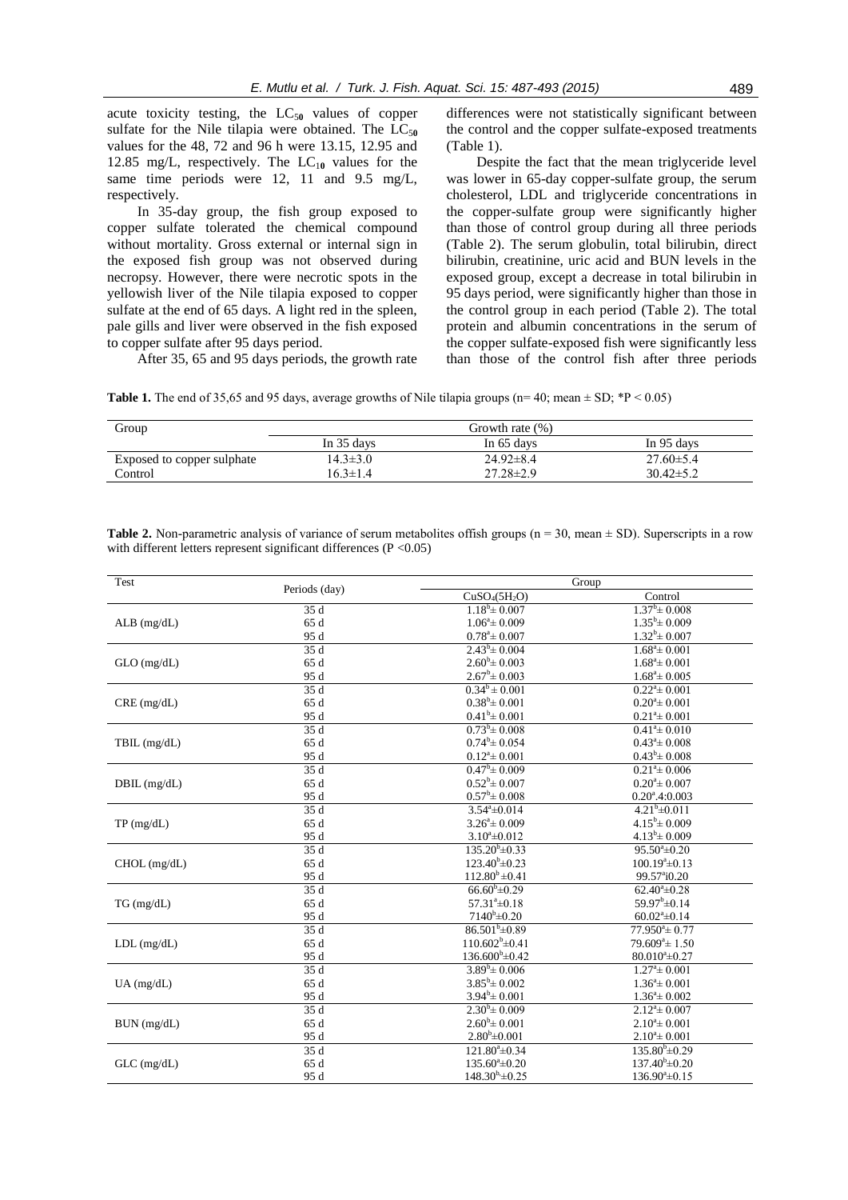acute toxicity testing, the $LC_{50}$ values of copper sulfate for the Nile tilapia were obtained. The $LC_{50}$ values for the 48, 72 and 96 h were 13.15, 12.95 and 12.85 mg/L, respectively. The $LC_{10}$ values for the same time periods were 12, 11 and 9.5 mg/L, respectively.

In 35-day group, the fish group exposed to copper sulfate tolerated the chemical compound without mortality. Gross external or internal sign in the exposed fish group was not observed during necropsy. However, there were necrotic spots in the yellowish liver of the Nile tilapia exposed to copper sulfate at the end of 65 days. A light red in the spleen, pale gills and liver were observed in the fish exposed to copper sulfate after 95 days period.

After 35, 65 and 95 days periods, the growth rate differences were not statistically significant between the control and the copper sulfate-exposed treatments (Table 1).

Despite the fact that the mean triglyceride level was lower in 65-day copper-sulfate group, the serum cholesterol, LDL and triglyceride concentrations in the copper-sulfate group were significantly higher than those of control group during all three periods (Table 2). The serum globulin, total bilirubin, direct bilirubin, creatinine, uric acid and BUN levels in the exposed group, except a decrease in total bilirubin in 95 days period, were significantly higher than those in the control group in each period (Table 2). The total protein and albumin concentrations in the serum of the copper sulfate-exposed fish were significantly less than those of the control fish after three periods

**Table 1.** The end of 35,65 and 95 days, average growths of Nile tilapia groups (n= 40; mean ± SD; $^{*}P < 0.05$)

| Group | Growth rate (%) | | |
|---|---|---|---|
| | In 35 days | In 65 days | In 95 days |
| Exposed to copper sulphate | 14.3±3.0 | 24.92±8.4 | 27.60±5.4 |
| Control | 16.3±1.4 | 27.28±2.9 | 30.42±5.2 |

**Table 2.** Non-parametric analysis of variance of serum metabolites offish groups (n = 30, mean ± SD). Superscripts in a row with different letters represent significant differences (P <0.05)

| Test | Periods (day) | Group | |
|---|---|---|---|
| | | $CuSO_4(5H_2O)$ | Control |
| ALB (mg/dL) | 35 d | $1.18^{a}\pm 0.007$ | $1.37^{b}\pm 0.008$ |
| | 65 d | $1.06^{a}\pm 0.009$ | $1.35^{b}\pm 0.009$ |
| | 95 d | $0.78^{a}\pm 0.007$ | $1.32^{b}\pm 0.007$ |
| GLO (mg/dL) | 35 d | $2.43^{b}\pm 0.004$ | $1.68^{a}\pm 0.001$ |
| | 65 d | $2.60^{b}\pm 0.003$ | $1.68^{a}\pm 0.001$ |
| | 95 d | $2.67^{b}\pm 0.003$ | $1.68^{a}\pm 0.005$ |
| CRE (mg/dL) | 35 d | $0.34^{b}\pm 0.001$ | $0.22^{a}\pm 0.001$ |
| | 65 d | $0.38^{b}\pm 0.001$ | $0.20^{a}\pm 0.001$ |
| | 95 d | $0.41^{b}\pm 0.001$ | $0.21^{a}\pm 0.001$ |
| TBIL (mg/dL) | 35 d | $0.73^{b}\pm 0.008$ | $0.41^{a}\pm 0.010$ |
| | 65 d | $0.74^{b}\pm 0.054$ | $0.43^{a}\pm 0.008$ |
| | 95 d | $0.12^{a}\pm 0.001$ | $0.43^{b}\pm 0.008$ |
| DBIL (mg/dL) | 35 d | $0.47^{b}\pm 0.009$ | $0.21^{a}\pm 0.006$ |
| | 65 d | $0.52^{b}\pm 0.007$ | $0.20^{a}\pm 0.007$ |
| | 95 d | $0.57^{b}\pm 0.008$ | $0.20^{a}$.4:0.003 |
| TP (mg/dL) | 35 d | $3.54^{a}\pm 0.014$ | $4.21^{b}\pm 0.011$ |
| | 65 d | $3.26^{a}\pm 0.009$ | $4.15^{b}\pm 0.009$ |
| | 95 d | $3.10^{a}\pm 0.012$ | $4.13^{b}\pm 0.009$ |
| CHOL (mg/dL) | 35 d | $135.20^{b}\pm 0.33$ | $95.50^{a}\pm 0.20$ |
| | 65 d | $123.40^{b}\pm 0.23$ | $100.19^{a}\pm 0.13$ |
| | 95 d | $112.80^{b}\pm 0.41$ | $99.57^{a}$i0.20 |
| TG (mg/dL) | 35 d | $66.60^{b}\pm 0.29$ | $62.40^{a}\pm 0.28$ |
| | 65 d | $57.31^{a}\pm 0.18$ | $59.97^{b}\pm 0.14$ |
| | 95 d | $7140^{b}\pm 0.20$ | $60.02^{a}\pm 0.14$ |
| LDL (mg/dL) | 35 d | $86.501^{b}\pm 0.89$ | $77.950^{a}\pm 0.77$ |
| | 65 d | $110.602^{b}\pm 0.41$ | $79.609^{a}\pm 1.50$ |
| | 95 d | $136.600^{b}\pm 0.42$ | $80.010^{a}\pm 0.27$ |
| UA (mg/dL) | 35 d | $3.89^{b}\pm 0.006$ | $1.27^{a}\pm 0.001$ |
| | 65 d | $3.85^{b}\pm 0.002$ | $1.36^{a}\pm 0.001$ |
| | 95 d | $3.94^{b}\pm 0.001$ | $1.36^{a}\pm 0.002$ |
| BUN (mg/dL) | 35 d | $2.30^{b}\pm 0.009$ | $2.12^{a}\pm 0.007$ |
| | 65 d | $2.60^{b}\pm 0.001$ | $2.10^{a}\pm 0.001$ |
| | 95 d | $2.80^{b}\pm 0.001$ | $2.10^{a}\pm 0.001$ |
| GLC (mg/dL) | 35 d | $121.80^{a}\pm 0.34$ | $135.80^{b}\pm 0.29$ |
| | 65 d | $135.60^{a}\pm 0.20$ | $137.40^{b}\pm 0.20$ |
| | 95 d | $148.30^{b}\pm 0.25$ | $136.90^{a}\pm 0.15$ |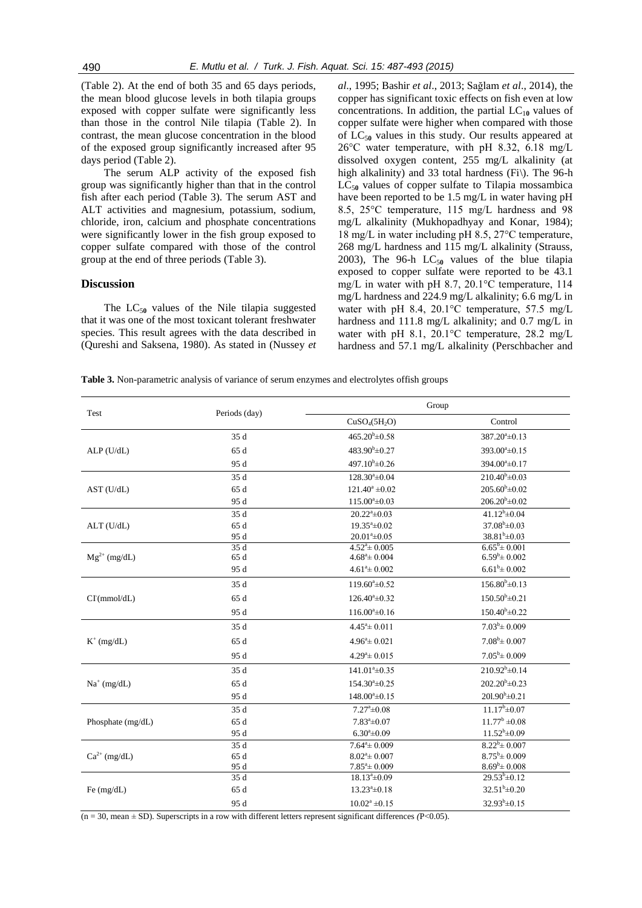(Table 2). At the end of both 35 and 65 days periods, the mean blood glucose levels in both tilapia groups exposed with copper sulfate were significantly less than those in the control Nile tilapia (Table 2). In contrast, the mean glucose concentration in the blood of the exposed group significantly increased after 95 days period (Table 2).

The serum ALP activity of the exposed fish group was significantly higher than that in the control fish after each period (Table 3). The serum AST and ALT activities and magnesium, potassium, sodium, chloride, iron, calcium and phosphate concentrations were significantly lower in the fish group exposed to copper sulfate compared with those of the control group at the end of three periods (Table 3).

## Discussion

The $LC_{50}$ values of the Nile tilapia suggested that it was one of the most toxicant tolerant freshwater species. This result agrees with the data described in (Qureshi and Saksena, 1980). As stated in (Nussey *et al*., 1995; Bashir *et al*., 2013; Sağlam *et al*., 2014), the copper has significant toxic effects on fish even at low concentrations. In addition, the partial $LC_{10}$ values of copper sulfate were higher when compared with those of $LC_{50}$ values in this study. Our results appeared at 26°C water temperature, with pH 8.32, 6.18 mg/L dissolved oxygen content, 255 mg/L alkalinity (at high alkalinity) and 33 total hardness (Fi\). The 96-h $LC_{50}$ values of copper sulfate to Tilapia mossambica have been reported to be 1.5 mg/L in water having pH 8.5, 25°C temperature, 115 mg/L hardness and 98 mg/L alkalinity (Mukhopadhyay and Konar, 1984); 18 mg/L in water including pH 8.5, 27°C temperature, 268 mg/L hardness and 115 mg/L alkalinity (Strauss, 2003), The 96-h $LC_{50}$ values of the blue tilapia exposed to copper sulfate were reported to be 43.1 mg/L in water with pH 8.7, 20.1°C temperature, 114 mg/L hardness and 224.9 mg/L alkalinity; 6.6 mg/L in water with pH 8.4, 20.1°C temperature, 57.5 mg/L hardness and 111.8 mg/L alkalinity; and 0.7 mg/L in water with pH 8.1, 20.1°C temperature, 28.2 mg/L hardness and 57.1 mg/L alkalinity (Perschbacher and

**Table 3.** Non-parametric analysis of variance of serum enzymes and electrolytes offish groups

| Test | Periods (day) | Group | |
|---|---|---|---|
| | | $CuSO_4(5H_2O)$ | Control |
| ALP (U/dL) | 35 d | $465.20^b±0.58$ | $387.20^a±0.13$ |
| | 65 d | $483.90^b±0.27$ | $393.00^a±0.15$ |
| | 95 d | $497.10^b±0.26$ | $394.00^a±0.17$ |
| AST (U/dL) | 35 d | $128.30^a±0.04$ | $210.40^b±0.03$ |
| | 65 d | $121.40^a±0.02$ | $205.60^b±0.02$ |
| | 95 d | $115.00^a±0.03$ | $206.20^b±0.02$ |
| ALT (U/dL) | 35 d | $20.22^a±0.03$ | $41.12^b±0.04$ |
| | 65 d | $19.35^a±0.02$ | $37.08^b±0.03$ |
| | 95 d | $20.01^a±0.05$ | $38.81^b±0.03$ |
| $Mg^{2+}$ (mg/dL) | 35 d | $4.52^a± 0.005$ | $6.65^b± 0.001$ |
| | 65 d | $4.68^a± 0.004$ | $6.59^b± 0.002$ |
| | 95 d | $4.61^a± 0.002$ | $6.61^b± 0.002$ |
| $Cl^-$(mmol/dL) | 35 d | $119.60^a±0.52$ | $156.80^b±0.13$ |
| | 65 d | $126.40^a±0.32$ | $150.50^b±0.21$ |
| | 95 d | $116.00^a±0.16$ | $150.40^b±0.22$ |
| $K^+$ (mg/dL) | 35 d | $4.45^a± 0.011$ | $7.03^b± 0.009$ |
| | 65 d | $4.96^a± 0.021$ | $7.08^b± 0.007$ |
| | 95 d | $4.29^a± 0.015$ | $7.05^b± 0.009$ |
| $Na^+$ (mg/dL) | 35 d | $141.01^a±0.35$ | $210.92^b±0.14$ |
| | 65 d | $154.30^a±0.25$ | $202.20^b±0.23$ |
| | 95 d | $148.00^a±0.15$ | $201.90^b±0.21$ |
| Phosphate (mg/dL) | 35 d | $7.27^a±0.08$ | $11.17^b±0.07$ |
| | 65 d | $7.83^a±0.07$ | $11.77^b±0.08$ |
| | 95 d | $6.30^a±0.09$ | $11.52^b±0.09$ |
| $Ca^{2+}$ (mg/dL) | 35 d | $7.64^a± 0.009$ | $8.22^b± 0.007$ |
| | 65 d | $8.02^a± 0.007$ | $8.75^b± 0.009$ |
| | 95 d | $7.85^a± 0.009$ | $8.69^b± 0.008$ |
| Fe (mg/dL) | 35 d | $18.13^a±0.09$ | $29.53^b±0.12$ |
| | 65 d | $13.23^a±0.18$ | $32.51^b±0.20$ |
| | 95 d | $10.02^a±0.15$ | $32.93^b±0.15$ |

(n = 30, mean ± SD). Superscripts in a row with different letters represent significant differences ($P<0.05$).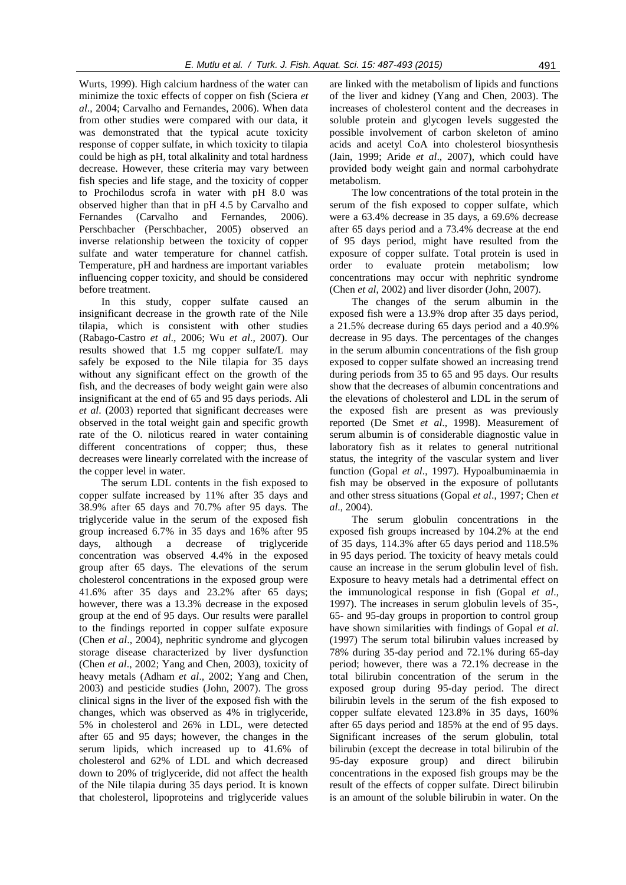Wurts, 1999). High calcium hardness of the water can minimize the toxic effects of copper on fish (Sciera *et al*., 2004; Carvalho and Fernandes, 2006). When data from other studies were compared with our data, it was demonstrated that the typical acute toxicity response of copper sulfate, in which toxicity to tilapia could be high as pH, total alkalinity and total hardness decrease. However, these criteria may vary between fish species and life stage, and the toxicity of copper to Prochilodus scrofa in water with pH 8.0 was observed higher than that in pH 4.5 by Carvalho and Fernandes (Carvalho and Fernandes, 2006). Perschbacher (Perschbacher, 2005) observed an inverse relationship between the toxicity of copper sulfate and water temperature for channel catfish. Temperature, pH and hardness are important variables influencing copper toxicity, and should be considered before treatment.

In this study, copper sulfate caused an insignificant decrease in the growth rate of the Nile tilapia, which is consistent with other studies (Rabago-Castro *et al*., 2006; Wu *et al*., 2007). Our results showed that 1.5 mg copper sulfate/L may safely be exposed to the Nile tilapia for 35 days without any significant effect on the growth of the fish, and the decreases of body weight gain were also insignificant at the end of 65 and 95 days periods. Ali *et al*. (2003) reported that significant decreases were observed in the total weight gain and specific growth rate of the O. niloticus reared in water containing different concentrations of copper; thus, these decreases were linearly correlated with the increase of the copper level in water.

The serum LDL contents in the fish exposed to copper sulfate increased by 11% after 35 days and 38.9% after 65 days and 70.7% after 95 days. The triglyceride value in the serum of the exposed fish group increased 6.7% in 35 days and 16% after 95 days, although a decrease of triglyceride concentration was observed 4.4% in the exposed group after 65 days. The elevations of the serum cholesterol concentrations in the exposed group were 41.6% after 35 days and 23.2% after 65 days; however, there was a 13.3% decrease in the exposed group at the end of 95 days. Our results were parallel to the findings reported in copper sulfate exposure (Chen *et al*., 2004), nephritic syndrome and glycogen storage disease characterized by liver dysfunction (Chen *et al*., 2002; Yang and Chen, 2003), toxicity of heavy metals (Adham *et al*., 2002; Yang and Chen, 2003) and pesticide studies (John, 2007). The gross clinical signs in the liver of the exposed fish with the changes, which was observed as 4% in triglyceride, 5% in cholesterol and 26% in LDL, were detected after 65 and 95 days; however, the changes in the serum lipids, which increased up to 41.6% of cholesterol and 62% of LDL and which decreased down to 20% of triglyceride, did not affect the health of the Nile tilapia during 35 days period. It is known that cholesterol, lipoproteins and triglyceride values are linked with the metabolism of lipids and functions of the liver and kidney (Yang and Chen, 2003). The increases of cholesterol content and the decreases in soluble protein and glycogen levels suggested the possible involvement of carbon skeleton of amino acids and acetyl CoA into cholesterol biosynthesis (Jain, 1999; Aride *et al*., 2007), which could have provided body weight gain and normal carbohydrate metabolism.

The low concentrations of the total protein in the serum of the fish exposed to copper sulfate, which were a 63.4% decrease in 35 days, a 69.6% decrease after 65 days period and a 73.4% decrease at the end of 95 days period, might have resulted from the exposure of copper sulfate. Total protein is used in order to evaluate protein metabolism; low concentrations may occur with nephritic syndrome (Chen *et al*, 2002) and liver disorder (John, 2007).

The changes of the serum albumin in the exposed fish were a 13.9% drop after 35 days period, a 21.5% decrease during 65 days period and a 40.9% decrease in 95 days. The percentages of the changes in the serum albumin concentrations of the fish group exposed to copper sulfate showed an increasing trend during periods from 35 to 65 and 95 days. Our results show that the decreases of albumin concentrations and the elevations of cholesterol and LDL in the serum of the exposed fish are present as was previously reported (De Smet *et al*., 1998). Measurement of serum albumin is of considerable diagnostic value in laboratory fish as it relates to general nutritional status, the integrity of the vascular system and liver function (Gopal *et al*., 1997). Hypoalbuminaemia in fish may be observed in the exposure of pollutants and other stress situations (Gopal *et al*., 1997; Chen *et al*., 2004).

The serum globulin concentrations in the exposed fish groups increased by 104.2% at the end of 35 days, 114.3% after 65 days period and 118.5% in 95 days period. The toxicity of heavy metals could cause an increase in the serum globulin level of fish. Exposure to heavy metals had a detrimental effect on the immunological response in fish (Gopal *et al*., 1997). The increases in serum globulin levels of 35-, 65- and 95-day groups in proportion to control group have shown similarities with findings of Gopal *et al*. (1997) The serum total bilirubin values increased by 78% during 35-day period and 72.1% during 65-day period; however, there was a 72.1% decrease in the total bilirubin concentration of the serum in the exposed group during 95-day period. The direct bilirubin levels in the serum of the fish exposed to copper sulfate elevated 123.8% in 35 days, 160% after 65 days period and 185% at the end of 95 days. Significant increases of the serum globulin, total bilirubin (except the decrease in total bilirubin of the 95-day exposure group) and direct bilirubin concentrations in the exposed fish groups may be the result of the effects of copper sulfate. Direct bilirubin is an amount of the soluble bilirubin in water. On the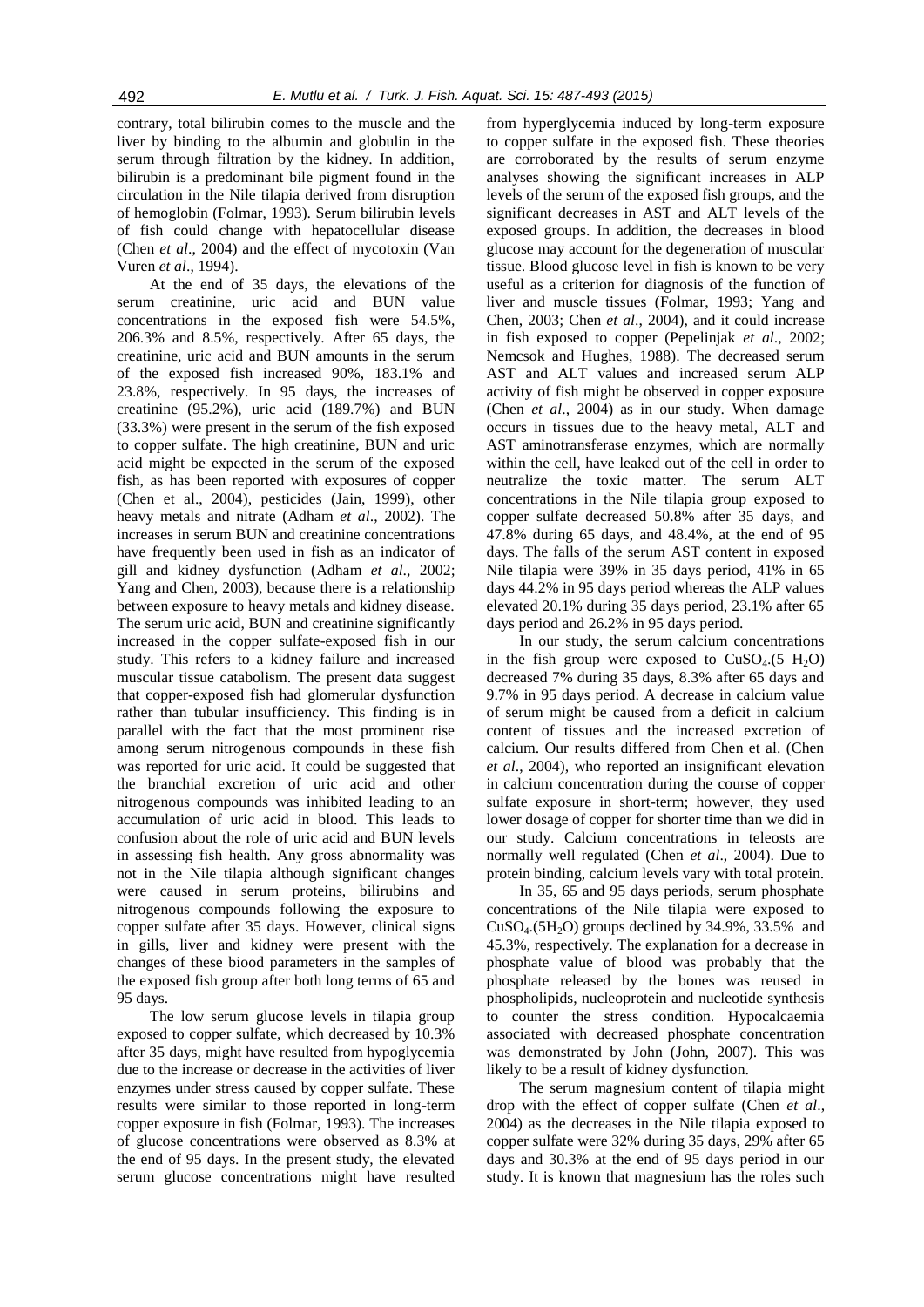contrary, total bilirubin comes to the muscle and the liver by binding to the albumin and globulin in the serum through filtration by the kidney. In addition, bilirubin is a predominant bile pigment found in the circulation in the Nile tilapia derived from disruption of hemoglobin (Folmar, 1993). Serum bilirubin levels of fish could change with hepatocellular disease (Chen *et al*., 2004) and the effect of mycotoxin (Van Vuren *et al*., 1994).

At the end of 35 days, the elevations of the serum creatinine, uric acid and BUN value concentrations in the exposed fish were 54.5%, 206.3% and 8.5%, respectively. After 65 days, the creatinine, uric acid and BUN amounts in the serum of the exposed fish increased 90%, 183.1% and 23.8%, respectively. In 95 days, the increases of creatinine (95.2%), uric acid (189.7%) and BUN (33.3%) were present in the serum of the fish exposed to copper sulfate. The high creatinine, BUN and uric acid might be expected in the serum of the exposed fish, as has been reported with exposures of copper (Chen et al., 2004), pesticides (Jain, 1999), other heavy metals and nitrate (Adham *et al*., 2002). The increases in serum BUN and creatinine concentrations have frequently been used in fish as an indicator of gill and kidney dysfunction (Adham *et al*., 2002; Yang and Chen, 2003), because there is a relationship between exposure to heavy metals and kidney disease. The serum uric acid, BUN and creatinine significantly increased in the copper sulfate-exposed fish in our study. This refers to a kidney failure and increased muscular tissue catabolism. The present data suggest that copper-exposed fish had glomerular dysfunction rather than tubular insufficiency. This finding is in parallel with the fact that the most prominent rise among serum nitrogenous compounds in these fish was reported for uric acid. It could be suggested that the branchial excretion of uric acid and other nitrogenous compounds was inhibited leading to an accumulation of uric acid in blood. This leads to confusion about the role of uric acid and BUN levels in assessing fish health. Any gross abnormality was not in the Nile tilapia although significant changes were caused in serum proteins, bilirubins and nitrogenous compounds following the exposure to copper sulfate after 35 days. However, clinical signs in gills, liver and kidney were present with the changes of these biood parameters in the samples of the exposed fish group after both long terms of 65 and 95 days.

The low serum glucose levels in tilapia group exposed to copper sulfate, which decreased by 10.3% after 35 days, might have resulted from hypoglycemia due to the increase or decrease in the activities of liver enzymes under stress caused by copper sulfate. These results were similar to those reported in long-term copper exposure in fish (Folmar, 1993). The increases of glucose concentrations were observed as 8.3% at the end of 95 days. In the present study, the elevated serum glucose concentrations might have resulted from hyperglycemia induced by long-term exposure to copper sulfate in the exposed fish. These theories are corroborated by the results of serum enzyme analyses showing the significant increases in ALP levels of the serum of the exposed fish groups, and the significant decreases in AST and ALT levels of the exposed groups. In addition, the decreases in blood glucose may account for the degeneration of muscular tissue. Blood glucose level in fish is known to be very useful as a criterion for diagnosis of the function of liver and muscle tissues (Folmar, 1993; Yang and Chen, 2003; Chen *et al*., 2004), and it could increase in fish exposed to copper (Pepelinjak *et al*., 2002; Nemcsok and Hughes, 1988). The decreased serum AST and ALT values and increased serum ALP activity of fish might be observed in copper exposure (Chen *et al*., 2004) as in our study. When damage occurs in tissues due to the heavy metal, ALT and AST aminotransferase enzymes, which are normally within the cell, have leaked out of the cell in order to neutralize the toxic matter. The serum ALT concentrations in the Nile tilapia group exposed to copper sulfate decreased 50.8% after 35 days, and 47.8% during 65 days, and 48.4%, at the end of 95 days. The falls of the serum AST content in exposed Nile tilapia were 39% in 35 days period, 41% in 65 days 44.2% in 95 days period whereas the ALP values elevated 20.1% during 35 days period, 23.1% after 65 days period and 26.2% in 95 days period.

In our study, the serum calcium concentrations in the fish group were exposed to $CuSO_4.(5\ H_2O)$ decreased 7% during 35 days, 8.3% after 65 days and 9.7% in 95 days period. A decrease in calcium value of serum might be caused from a deficit in calcium content of tissues and the increased excretion of calcium. Our results differed from Chen et al. (Chen *et al*., 2004), who reported an insignificant elevation in calcium concentration during the course of copper sulfate exposure in short-term; however, they used lower dosage of copper for shorter time than we did in our study. Calcium concentrations in teleosts are normally well regulated (Chen *et al*., 2004). Due to protein binding, calcium levels vary with total protein.

In 35, 65 and 95 days periods, serum phosphate concentrations of the Nile tilapia were exposed to $CuSO_4.(5H_2O)$ groups declined by 34.9%, 33.5% and 45.3%, respectively. The explanation for a decrease in phosphate value of blood was probably that the phosphate released by the bones was reused in phospholipids, nucleoprotein and nucleotide synthesis to counter the stress condition. Hypocalcaemia associated with decreased phosphate concentration was demonstrated by John (John, 2007). This was likely to be a result of kidney dysfunction.

The serum magnesium content of tilapia might drop with the effect of copper sulfate (Chen *et al*., 2004) as the decreases in the Nile tilapia exposed to copper sulfate were 32% during 35 days, 29% after 65 days and 30.3% at the end of 95 days period in our study. It is known that magnesium has the roles such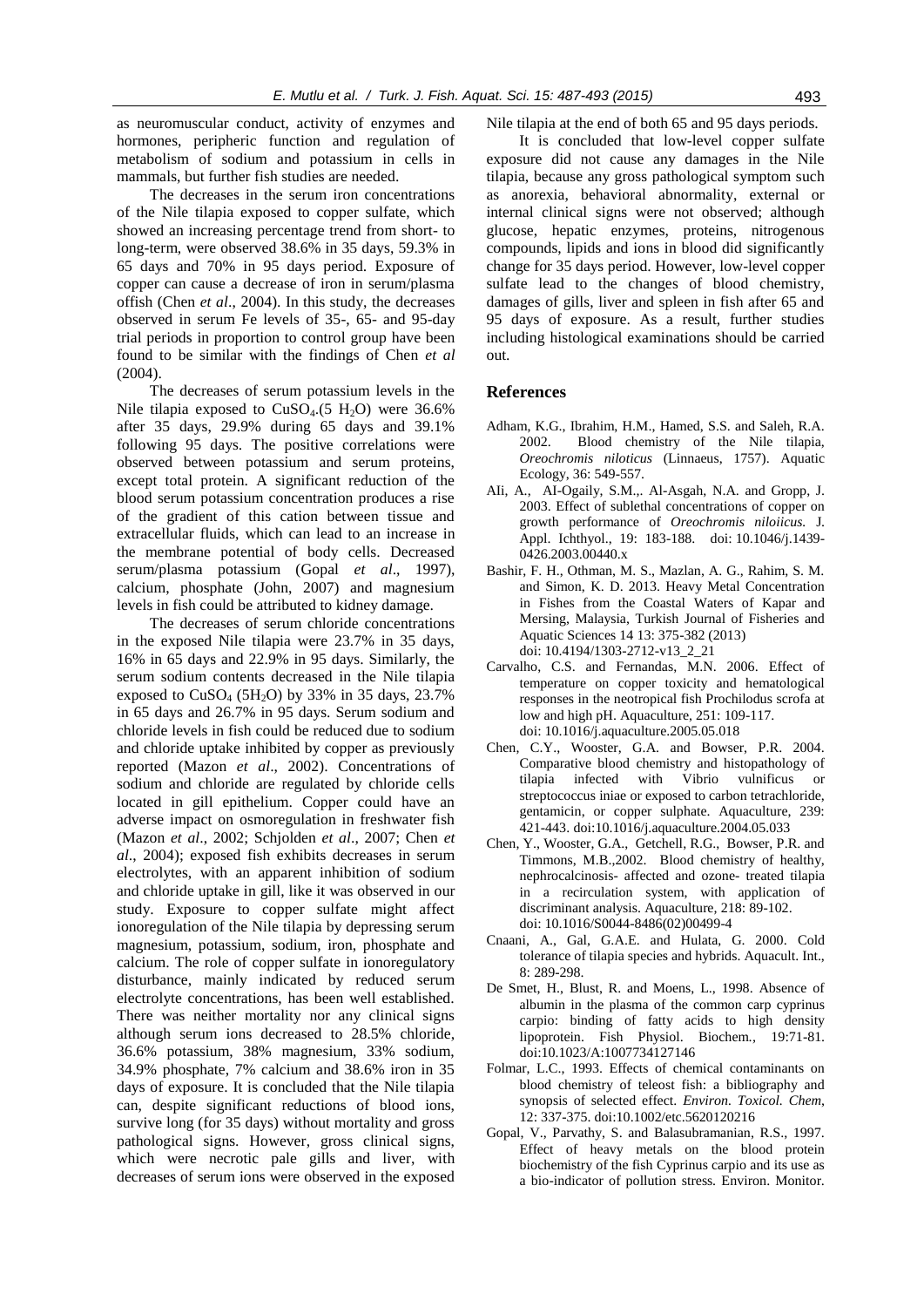as neuromuscular conduct, activity of enzymes and hormones, peripheric function and regulation of metabolism of sodium and potassium in cells in mammals, but further fish studies are needed.

The decreases in the serum iron concentrations of the Nile tilapia exposed to copper sulfate, which showed an increasing percentage trend from short- to long-term, were observed 38.6% in 35 days, 59.3% in 65 days and 70% in 95 days period. Exposure of copper can cause a decrease of iron in serum/plasma offish (Chen *et al*., 2004). In this study, the decreases observed in serum Fe levels of 35-, 65- and 95-day trial periods in proportion to control group have been found to be similar with the findings of Chen *et al* (2004).

The decreases of serum potassium levels in the Nile tilapia exposed to $CuSO_4.(5\ H_2O)$ were 36.6% after 35 days, 29.9% during 65 days and 39.1% following 95 days. The positive correlations were observed between potassium and serum proteins, except total protein. A significant reduction of the blood serum potassium concentration produces a rise of the gradient of this cation between tissue and extracellular fluids, which can lead to an increase in the membrane potential of body cells. Decreased serum/plasma potassium (Gopal *et al*., 1997), calcium, phosphate (John, 2007) and magnesium levels in fish could be attributed to kidney damage.

The decreases of serum chloride concentrations in the exposed Nile tilapia were 23.7% in 35 days, 16% in 65 days and 22.9% in 95 days. Similarly, the serum sodium contents decreased in the Nile tilapia exposed to $CuSO_4$ ($5H_2O$) by 33% in 35 days, 23.7% in 65 days and 26.7% in 95 days. Serum sodium and chloride levels in fish could be reduced due to sodium and chloride uptake inhibited by copper as previously reported (Mazon *et al*., 2002). Concentrations of sodium and chloride are regulated by chloride cells located in gill epithelium. Copper could have an adverse impact on osmoregulation in freshwater fish (Mazon *et al*., 2002; Schjolden *et al*., 2007; Chen *et al*., 2004); exposed fish exhibits decreases in serum electrolytes, with an apparent inhibition of sodium and chloride uptake in gill, like it was observed in our study. Exposure to copper sulfate might affect ionoregulation of the Nile tilapia by depressing serum magnesium, potassium, sodium, iron, phosphate and calcium. The role of copper sulfate in ionoregulatory disturbance, mainly indicated by reduced serum electrolyte concentrations, has been well established. There was neither mortality nor any clinical signs although serum ions decreased to 28.5% chloride, 36.6% potassium, 38% magnesium, 33% sodium, 34.9% phosphate, 7% calcium and 38.6% iron in 35 days of exposure. It is concluded that the Nile tilapia can, despite significant reductions of blood ions, survive long (for 35 days) without mortality and gross pathological signs. However, gross clinical signs, which were necrotic pale gills and liver, with decreases of serum ions were observed in the exposed Nile tilapia at the end of both 65 and 95 days periods.

It is concluded that low-level copper sulfate exposure did not cause any damages in the Nile tilapia, because any gross pathological symptom such as anorexia, behavioral abnormality, external or internal clinical signs were not observed; although glucose, hepatic enzymes, proteins, nitrogenous compounds, lipids and ions in blood did significantly change for 35 days period. However, low-level copper sulfate lead to the changes of blood chemistry, damages of gills, liver and spleen in fish after 65 and 95 days of exposure. As a result, further studies including histological examinations should be carried out.

## References

Adham, K.G., Ibrahim, H.M., Hamed, S.S. and Saleh, R.A. 2002. Blood chemistry of the Nile tilapia, *Oreochromis niloticus* (Linnaeus, 1757). Aquatic Ecology, 36: 549-557.

Ali, A., AI-Ogaily, S.M.,. Al-Asgah, N.A. and Gropp, J. 2003. Effect of sublethal concentrations of copper on growth performance of *Oreochromis niloiicus.* J. Appl. Ichthyol., 19: 183-188. doi: 10.1046/j.1439-0426.2003.00440.x

Bashir, F. H., Othman, M. S., Mazlan, A. G., Rahim, S. M. and Simon, K. D. 2013. Heavy Metal Concentration in Fishes from the Coastal Waters of Kapar and Mersing, Malaysia, Turkish Journal of Fisheries and Aquatic Sciences 14 13: 375-382 (2013) doi: 10.4194/1303-2712-v13_2_21

Carvalho, C.S. and Fernandas, M.N. 2006. Effect of temperature on copper toxicity and hematological responses in the neotropical fish Prochilodus scrofa at low and high pH. Aquaculture, 251: 109-117. doi: 10.1016/j.aquaculture.2005.05.018

Chen, C.Y., Wooster, G.A. and Bowser, P.R. 2004. Comparative blood chemistry and histopathology of tilapia infected with Vibrio vulnificus or streptococcus iniae or exposed to carbon tetrachloride, gentamicin, or copper sulphate. Aquaculture, 239: 421-443. doi:10.1016/j.aquaculture.2004.05.033

Chen, Y., Wooster, G.A., Getchell, R.G., Bowser, P.R. and Timmons, M.B.,2002. Blood chemistry of healthy, nephrocalcinosis- affected and ozone- treated tilapia in a recirculation system, with application of discriminant analysis. Aquaculture, 218: 89-102. doi: 10.1016/S0044-8486(02)00499-4

Cnaani, A., Gal, G.A.E. and Hulata, G. 2000. Cold tolerance of tilapia species and hybrids. Aquacult. Int., 8: 289-298.

De Smet, H., Blust, R. and Moens, L., 1998. Absence of albumin in the plasma of the common carp cyprinus carpio: binding of fatty acids to high density lipoprotein. Fish Physiol. Biochem*.*, 19:71-81. doi:10.1023/A:1007734127146

Folmar, L.C., 1993. Effects of chemical contaminants on blood chemistry of teleost fish: a bibliography and synopsis of selected effect. *Environ. Toxicol. Chem*, 12: 337-375. doi:10.1002/etc.5620120216

Gopal, V., Parvathy, S. and Balasubramanian, R.S., 1997. Effect of heavy metals on the blood protein biochemistry of the fish Cyprinus carpio and its use as a bio-indicator of pollution stress. Environ. Monitor.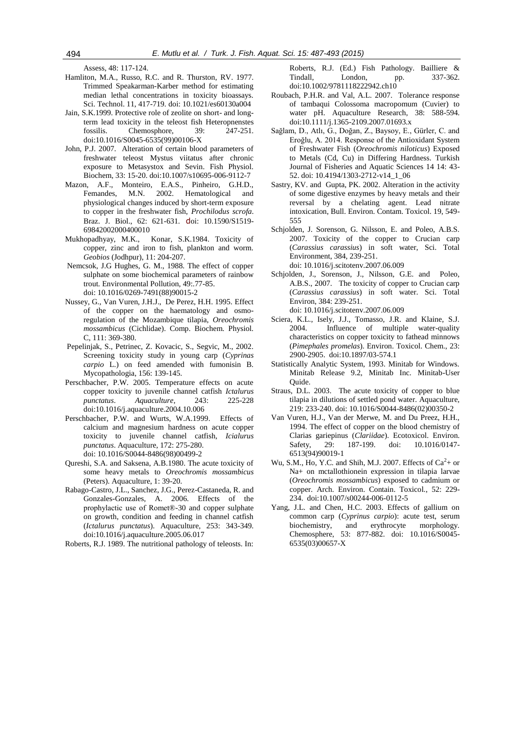Assess, 48: 117-124.

Hamliton, M.A., Russo, R.C. and R. Thurston, RV. 1977. Trimmed Speakarman-Karber method for estimating median lethal concentrations in toxicity bioassays. Sci. Technol. 11, 417-719. doi: 10.1021/es60130a004

Jain, S.K.1999. Protective role of zeolite on short- and long-term lead toxicity in the teleost fish Heteropnenstes fossilis. Chemosphore, 39: 247-251. doi:10.1016/S0045-6535(99)00106-X

John, P.J. 2007. Alteration of certain blood parameters of freshwater teleost Mystus viitatus after chronic exposure to Metasystox and Sevin. Fish Physiol. Biochem, 33: 15-20. doi:10.1007/s10695-006-9112-7

Mazon, A.F., Monteiro, E.A.S., Pinheiro, G.H.D., Femandes, M.N. 2002. Hematological and physiological changes induced by short-term exposure to copper in the freshwater fish, *Prochilodus scrofa*. Braz. J. Biol., 62: 621-631. doi: 10.1590/S1519-69842002000400010

Mukhopadhyay, M.K., Konar, S.K.1984. Toxicity of copper, zinc and iron to fish, plankton and worm. *Geobios* (Jodhpur), 11: 204-207.

Nemcsok, J.G Hughes, G. M., 1988. The effect of copper sulphate on some biochemical parameters of rainbow trout. Environmental Pollution, 49:.77-85. doi: 10.1016/0269-7491(88)90015-2

Nussey, G., Van Vuren, J.H.J., De Perez, H.H. 1995. Effect of the copper on the haematology and osmo-regulation of the Mozambique tilapia, *Oreochromis mossambicus* (Cichlidae). Comp. Biochem. Physiol. C, 111: 369-380.

Pepelinjak, S., Petrinec, Z. Kovacic, S., Segvic, M., 2002. Screening toxicity study in young carp (*Cyprinas carpio* L.) on feed amended with fumonisin B. Mycopathologia, 156: 139-145.

Perschbacher, P.W. 2005. Temperature effects on acute copper toxicity to juvenile channel catfish *Ictalurus punctatus*. *Aquaculture*, 243: 225-228 doi:10.1016/j.aquaculture.2004.10.006

Perschbacher, P.W. and Wurts, W.A.1999. Effects of calcium and magnesium hardness on acute copper toxicity to juvenile channel catfish, *Icialurus punctatus*. Aquaculture, 172: 275-280. doi: 10.1016/S0044-8486(98)00499-2

Qureshi, S.A. and Saksena, A.B.1980. The acute toxicity of some heavy metals to *Oreochromis mossambicus* (Peters). Aquaculture, 1: 39-20.

Rabago-Castro, J.L., Sanchez, J.G., Perez-Castaneda, R. and Gonzales-Gonzales, A. 2006. Effects of the prophylactic use of Romet®-30 and copper sulphate on growth, condition and feeding in channel catfish (*Ictalurus punctatus*). Aquaculture, 253: 343-349. doi:10.1016/j.aquaculture.2005.06.017

Roberts, R.J. 1989. The nutritional pathology of teleosts. In: Roberts, R.J. (Ed.) Fish Pathology. Bailliere & Tindall, London, pp. 337-362. doi:10.1002/9781118222942.ch10

Roubach, P.H.R. and Val, A.L. 2007. Tolerance response of tambaqui Colossoma macropomum (Cuvier) to water pH. Aquaculture Research, 38: 588-594. doi:10.1111/j.1365-2109.2007.01693.x

Sağlam, D., Atlı, G., Doğan, Z., Baysoy, E., Gürler, C. and Eroğlu, A. 2014. Response of the Antioxidant System of Freshwater Fish (*Oreochromis niloticus*) Exposed to Metals (Cd, Cu) in Differing Hardness. Turkish Journal of Fisheries and Aquatic Sciences 14 14: 43-52. doi: 10.4194/1303-2712-v14_1_06

Sastry, KV. and Gupta, PK. 2002. Alteration in the activity of some digestive enzymes by heavy metals and their reversal by a chelating agent. Lead nitrate intoxication, Bull. Environ. Contam. Toxicol. 19, 549-555

Schjolden, J. Sorenson, G. Nilsson, E. and Poleo, A.B.S. 2007. Toxicity of the copper to Crucian carp (*Carassius carassius*) in soft water, Sci. Total Environment, 384, 239-251. doi: 10.1016/j.scitotenv.2007.06.009

Schjolden, J., Sorenson, J., Nilsson, G.E. and Poleo, A.B.S., 2007. The toxicity of copper to Crucian carp (*Carassius carassius*) in soft water. Sci. Total Environ, 384: 239-251. doi: 10.1016/j.scitotenv.2007.06.009

Sciera, K.L., Isely, J.J., Tomasso, J.R. and Klaine, S.J. 2004. Influence of multiple water-quality characteristics on copper toxicity to fathead minnows (*Pimephales promelas*). Environ. Toxicol. Chem., 23: 2900-2905. doi:10.1897/03-574.1

Statistically Analytic System, 1993. Minitab for Windows. Minitab Release 9.2, Minitab Inc. Minitab-User Quide.

Straus, D.L. 2003. The acute toxicity of copper to blue tilapia in dilutions of settled pond water. Aquaculture, 219: 233-240. doi: 10.1016/S0044-8486(02)00350-2

Van Vuren, H.J., Van der Merwe, M. and Du Preez, H.H., 1994. The effect of copper on the blood chemistry of Clarias gariepinus (*Clariidae*). Ecotoxicol. Environ. Safety, 29: 187-199. doi: 10.1016/0147-6513(94)90019-1

Wu, S.M., Ho, Y.C. and Shih, M.J. 2007. Effects of $Ca^{2}$+ or Na+ on mctallothionein expression in tilapia larvae (*Oreochromis mossambicus*) exposed to cadmium or copper. Arch. Environ. Contain. Toxicol., 52: 229-234. doi:10.1007/s00244-006-0112-5

Yang, J.L. and Chen, H.C. 2003. Effects of gallium on common carp (*Cyprinus carpio*): acute test, serum biochemistry, and erythrocyte morphology. Chemosphere, 53: 877-882. doi: 10.1016/S0045-6535(03)00657-X